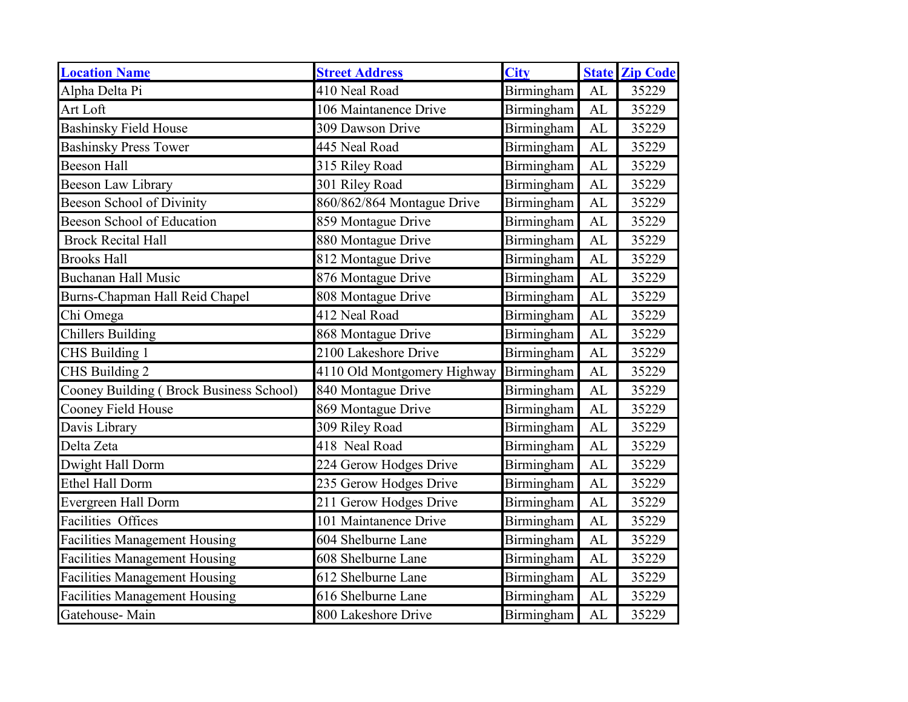| Location Name | Street Address | City | State | Zip Code |
|---|---|---|---|---|
| Alpha Delta Pi | 410 Neal Road | Birmingham | AL | 35229 |
| Art Loft | 106 Maintanence Drive | Birmingham | AL | 35229 |
| Bashinsky Field House | 309 Dawson Drive | Birmingham | AL | 35229 |
| Bashinsky Press Tower | 445 Neal Road | Birmingham | AL | 35229 |
| Beeson Hall | 315 Riley Road | Birmingham | AL | 35229 |
| Beeson Law Library | 301 Riley Road | Birmingham | AL | 35229 |
| Beeson School of Divinity | 860/862/864 Montague Drive | Birmingham | AL | 35229 |
| Beeson School of Education | 859 Montague Drive | Birmingham | AL | 35229 |
| Brock Recital Hall | 880 Montague Drive | Birmingham | AL | 35229 |
| Brooks Hall | 812 Montague Drive | Birmingham | AL | 35229 |
| Buchanan Hall Music | 876 Montague Drive | Birmingham | AL | 35229 |
| Burns-Chapman Hall Reid Chapel | 808 Montague Drive | Birmingham | AL | 35229 |
| Chi Omega | 412 Neal Road | Birmingham | AL | 35229 |
| Chillers Building | 868 Montague Drive | Birmingham | AL | 35229 |
| CHS Building 1 | 2100 Lakeshore Drive | Birmingham | AL | 35229 |
| CHS Building 2 | 4110 Old Montgomery Highway | Birmingham | AL | 35229 |
| Cooney Building ( Brock Business School) | 840 Montague Drive | Birmingham | AL | 35229 |
| Cooney Field House | 869 Montague Drive | Birmingham | AL | 35229 |
| Davis Library | 309 Riley Road | Birmingham | AL | 35229 |
| Delta Zeta | 418 Neal Road | Birmingham | AL | 35229 |
| Dwight Hall Dorm | 224 Gerow Hodges Drive | Birmingham | AL | 35229 |
| Ethel Hall Dorm | 235 Gerow Hodges Drive | Birmingham | AL | 35229 |
| Evergreen Hall Dorm | 211 Gerow Hodges Drive | Birmingham | AL | 35229 |
| Facilities Offices | 101 Maintanence Drive | Birmingham | AL | 35229 |
| Facilities Management Housing | 604 Shelburne Lane | Birmingham | AL | 35229 |
| Facilities Management Housing | 608 Shelburne Lane | Birmingham | AL | 35229 |
| Facilities Management Housing | 612 Shelburne Lane | Birmingham | AL | 35229 |
| Facilities Management Housing | 616 Shelburne Lane | Birmingham | AL | 35229 |
| Gatehouse- Main | 800 Lakeshore Drive | Birmingham | AL | 35229 |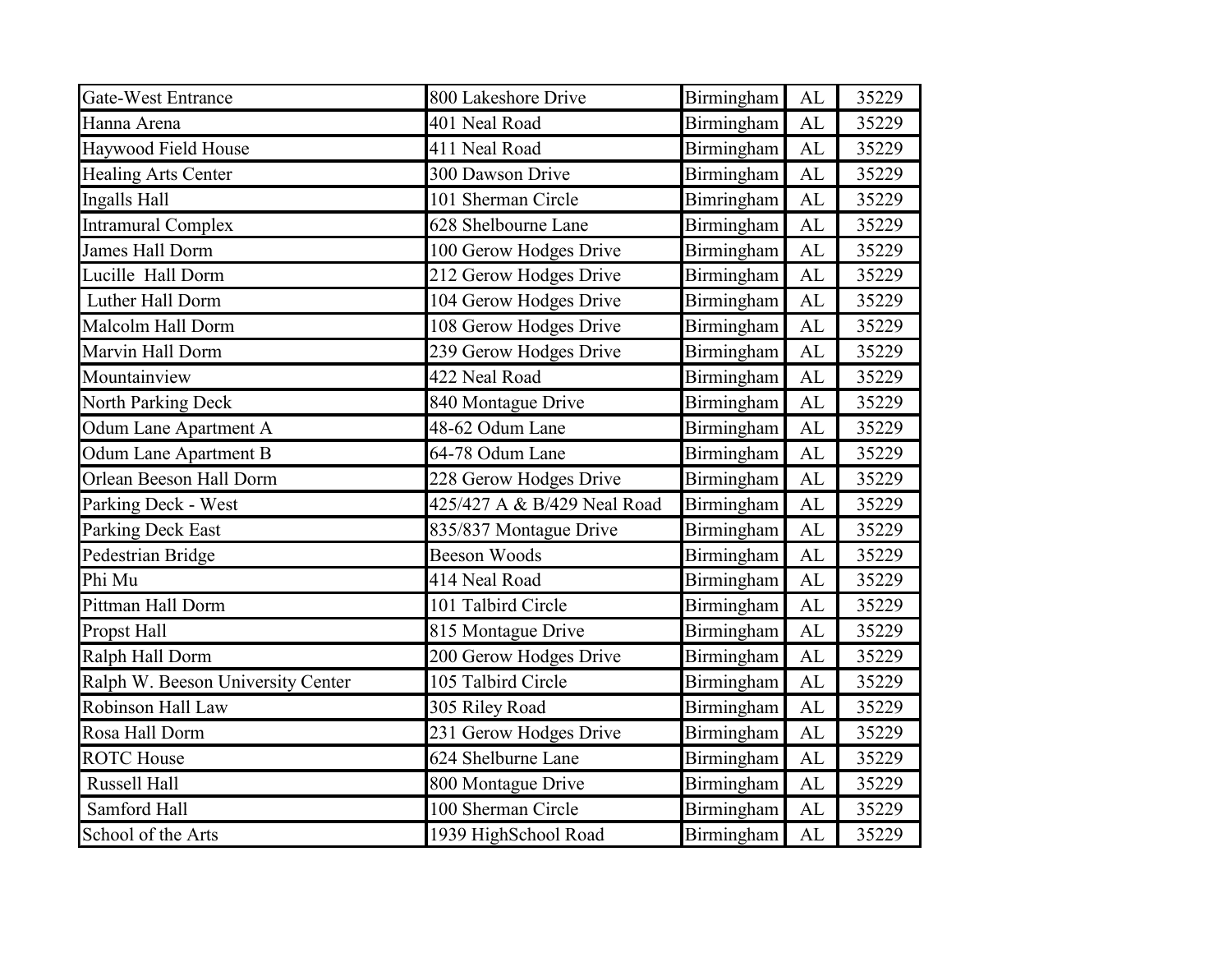| Gate-West Entrance | 800 Lakeshore Drive | Birmingham | AL | 35229 |
|---|---|---|---|---|
| Hanna Arena | 401 Neal Road | Birmingham | AL | 35229 |
| Haywood Field House | 411 Neal Road | Birmingham | AL | 35229 |
| Healing Arts Center | 300 Dawson Drive | Birmingham | AL | 35229 |
| Ingalls Hall | 101 Sherman Circle | Bimringham | AL | 35229 |
| Intramural Complex | 628 Shelbourne Lane | Birmingham | AL | 35229 |
| James Hall Dorm | 100 Gerow Hodges Drive | Birmingham | AL | 35229 |
| Lucille Hall Dorm | 212 Gerow Hodges Drive | Birmingham | AL | 35229 |
| Luther Hall Dorm | 104 Gerow Hodges Drive | Birmingham | AL | 35229 |
| Malcolm Hall Dorm | 108 Gerow Hodges Drive | Birmingham | AL | 35229 |
| Marvin Hall Dorm | 239 Gerow Hodges Drive | Birmingham | AL | 35229 |
| Mountainview | 422 Neal Road | Birmingham | AL | 35229 |
| North Parking Deck | 840 Montague Drive | Birmingham | AL | 35229 |
| Odum Lane Apartment A | 48-62 Odum Lane | Birmingham | AL | 35229 |
| Odum Lane Apartment B | 64-78 Odum Lane | Birmingham | AL | 35229 |
| Orlean Beeson Hall Dorm | 228 Gerow Hodges Drive | Birmingham | AL | 35229 |
| Parking Deck - West | 425/427 A & B/429 Neal Road | Birmingham | AL | 35229 |
| Parking Deck East | 835/837 Montague Drive | Birmingham | AL | 35229 |
| Pedestrian Bridge | Beeson Woods | Birmingham | AL | 35229 |
| Phi Mu | 414 Neal Road | Birmingham | AL | 35229 |
| Pittman Hall Dorm | 101 Talbird Circle | Birmingham | AL | 35229 |
| Propst Hall | 815 Montague Drive | Birmingham | AL | 35229 |
| Ralph Hall Dorm | 200 Gerow Hodges Drive | Birmingham | AL | 35229 |
| Ralph W. Beeson University Center | 105 Talbird Circle | Birmingham | AL | 35229 |
| Robinson Hall Law | 305 Riley Road | Birmingham | AL | 35229 |
| Rosa Hall Dorm | 231 Gerow Hodges Drive | Birmingham | AL | 35229 |
| ROTC House | 624 Shelburne Lane | Birmingham | AL | 35229 |
| Russell Hall | 800 Montague Drive | Birmingham | AL | 35229 |
| Samford Hall | 100 Sherman Circle | Birmingham | AL | 35229 |
| School of the Arts | 1939 HighSchool Road | Birmingham | AL | 35229 |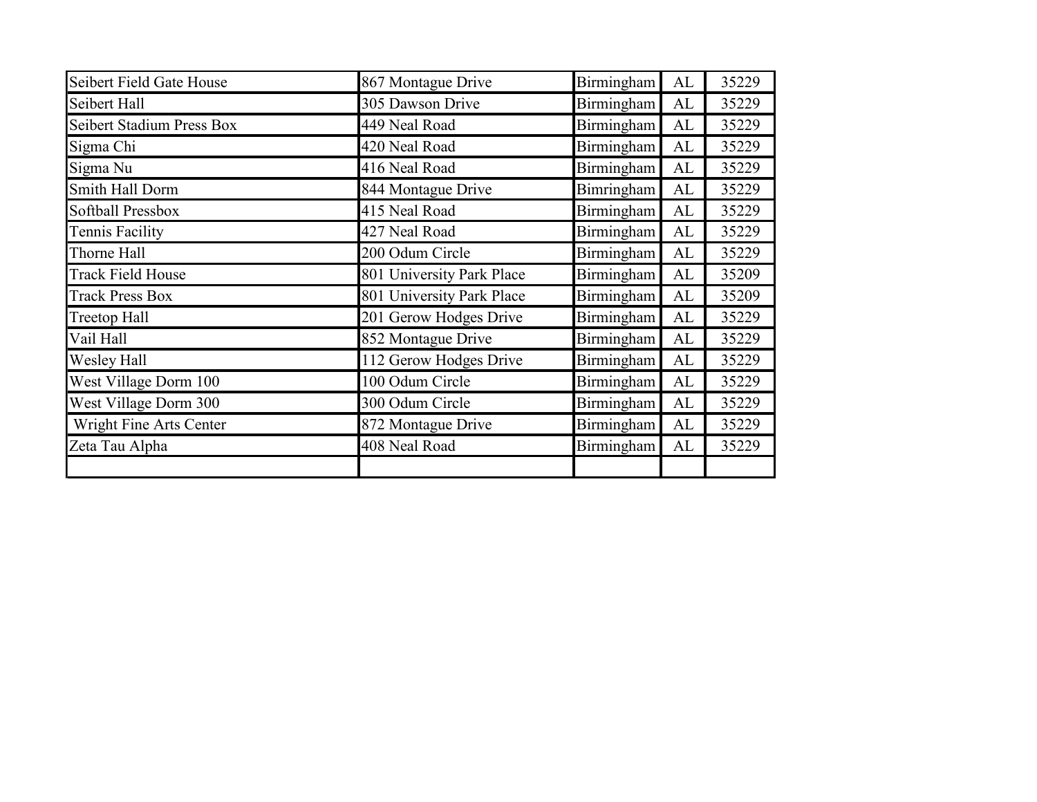| | | | | |
|---|---|---|---|---|
| Seibert Field Gate House | 867 Montague Drive | Birmingham | AL | 35229 |
| Seibert Hall | 305 Dawson Drive | Birmingham | AL | 35229 |
| Seibert Stadium Press Box | 449 Neal Road | Birmingham | AL | 35229 |
| Sigma Chi | 420 Neal Road | Birmingham | AL | 35229 |
| Sigma Nu | 416 Neal Road | Birmingham | AL | 35229 |
| Smith Hall Dorm | 844 Montague Drive | Bimringham | AL | 35229 |
| Softball Pressbox | 415 Neal Road | Birmingham | AL | 35229 |
| Tennis Facility | 427 Neal Road | Birmingham | AL | 35229 |
| Thorne Hall | 200 Odum Circle | Birmingham | AL | 35229 |
| Track Field House | 801 University Park Place | Birmingham | AL | 35209 |
| Track Press Box | 801 University Park Place | Birmingham | AL | 35209 |
| Treetop Hall | 201 Gerow Hodges Drive | Birmingham | AL | 35229 |
| Vail Hall | 852 Montague Drive | Birmingham | AL | 35229 |
| Wesley Hall | 112 Gerow Hodges Drive | Birmingham | AL | 35229 |
| West Village Dorm 100 | 100 Odum Circle | Birmingham | AL | 35229 |
| West Village Dorm 300 | 300 Odum Circle | Birmingham | AL | 35229 |
| Wright Fine Arts Center | 872 Montague Drive | Birmingham | AL | 35229 |
| Zeta Tau Alpha | 408 Neal Road | Birmingham | AL | 35229 |
| | | | | |